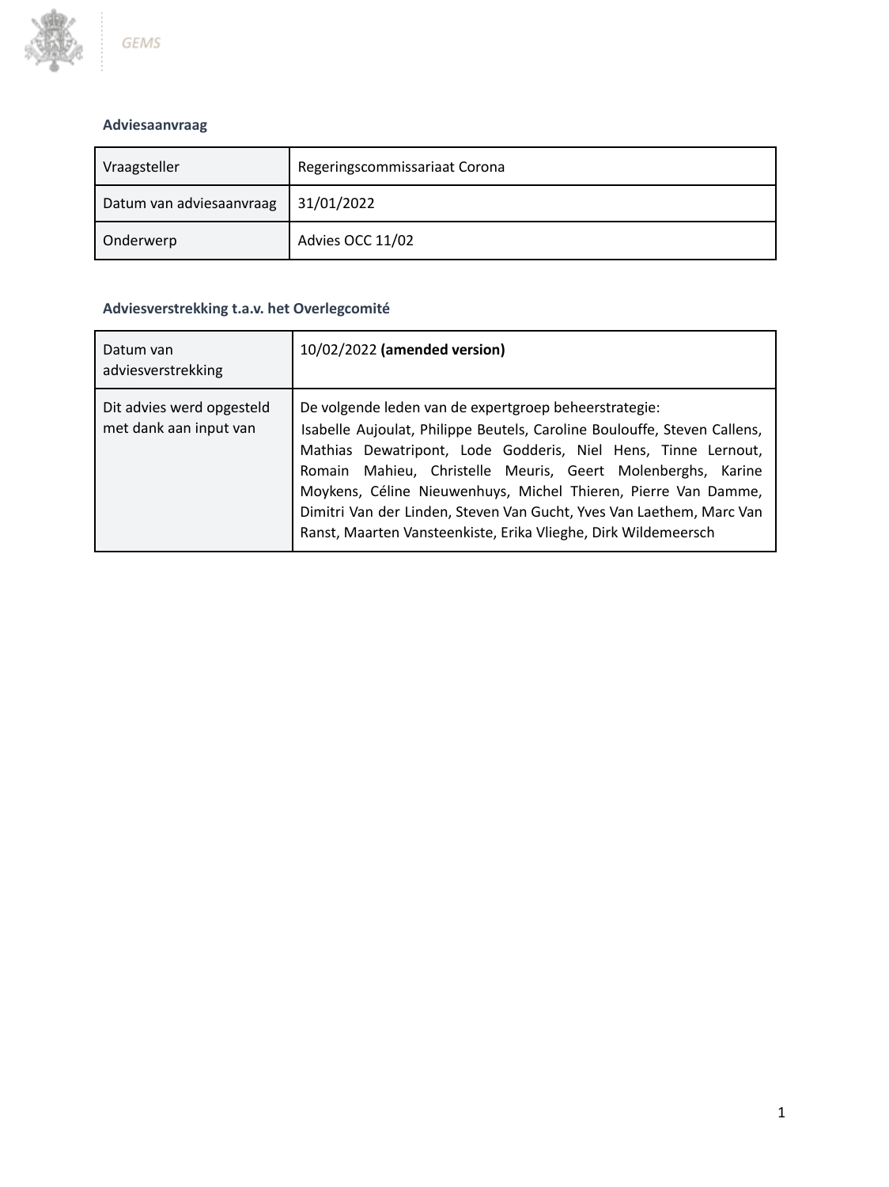GEMS

### Adviesaanvraag

| Vraagsteller | Regeringscommissariaat Corona |
|---|---|
| Datum van adviesaanvraag | 31/01/2022 |
| Onderwerp | Advies OCC 11/02 |

### Adviesverstrekking t.a.v. het Overlegcomité

| Datum van adviesverstrekking | 10/02/2022 **(amended version)** |
|---|---|
| Dit advies werd opgesteld met dank aan input van | De volgende leden van de expertgroep beheerstrategie: Isabelle Aujoulat, Philippe Beutels, Caroline Boulouffe, Steven Callens, Mathias Dewatripont, Lode Godderis, Niel Hens, Tinne Lernout, Romain Mahieu, Christelle Meuris, Geert Molenberghs, Karine Moykens, Céline Nieuwenhuys, Michel Thieren, Pierre Van Damme, Dimitri Van der Linden, Steven Van Gucht, Yves Van Laethem, Marc Van Ranst, Maarten Vansteenkiste, Erika Vlieghe, Dirk Wildemeersch |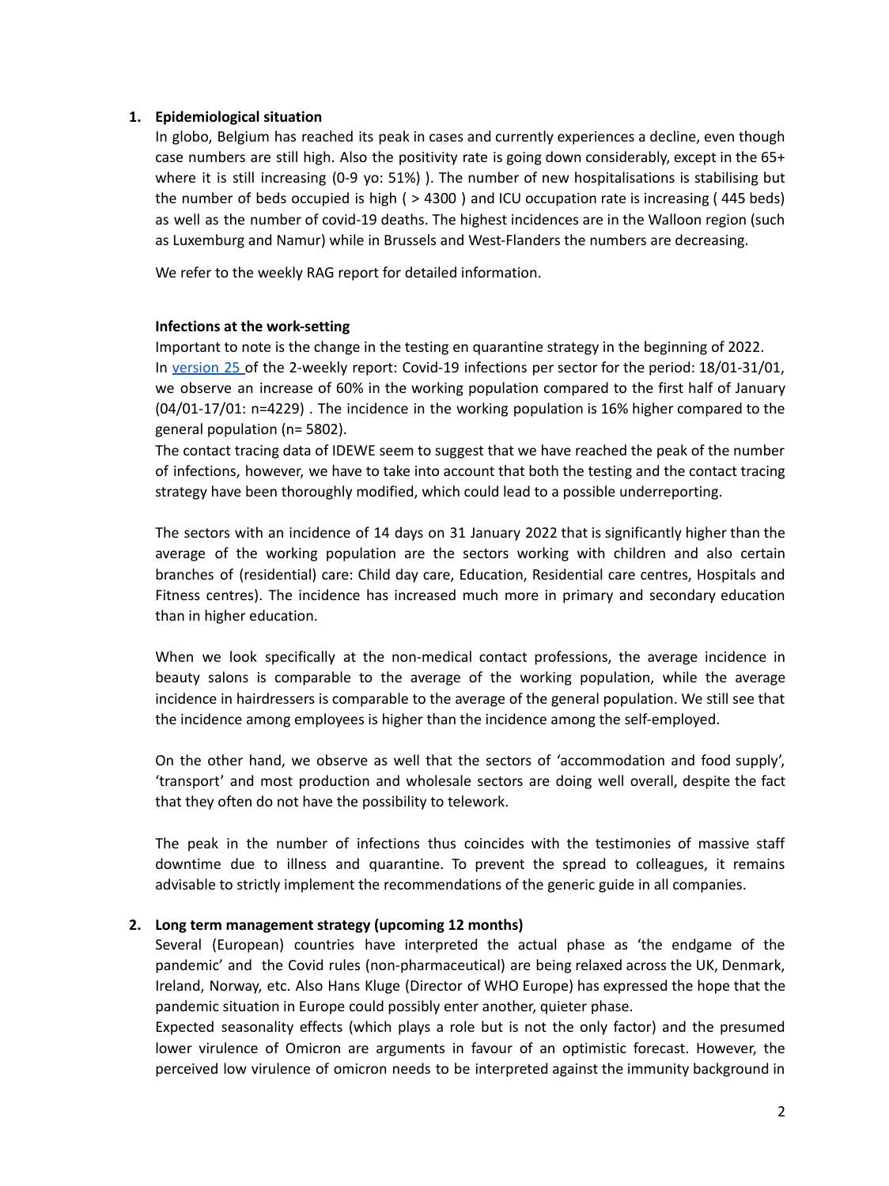## 1. Epidemiological situation

In globo, Belgium has reached its peak in cases and currently experiences a decline, even though case numbers are still high. Also the positivity rate is going down considerably, except in the 65+ where it is still increasing (0-9 yo: 51%) ). The number of new hospitalisations is stabilising but the number of beds occupied is high ( > 4300 ) and ICU occupation rate is increasing ( 445 beds) as well as the number of covid-19 deaths. The highest incidences are in the Walloon region (such as Luxemburg and Namur) while in Brussels and West-Flanders the numbers are decreasing.

We refer to the weekly RAG report for detailed information.

### Infections at the work-setting

Important to note is the change in the testing en quarantine strategy in the beginning of 2022. In [version 25](version 25) of the 2-weekly report: Covid-19 infections per sector for the period: 18/01-31/01, we observe an increase of 60% in the working population compared to the first half of January (04/01-17/01: n=4229) . The incidence in the working population is 16% higher compared to the general population (n= 5802).

The contact tracing data of IDEWE seem to suggest that we have reached the peak of the number of infections, however, we have to take into account that both the testing and the contact tracing strategy have been thoroughly modified, which could lead to a possible underreporting.

The sectors with an incidence of 14 days on 31 January 2022 that is significantly higher than the average of the working population are the sectors working with children and also certain branches of (residential) care: Child day care, Education, Residential care centres, Hospitals and Fitness centres). The incidence has increased much more in primary and secondary education than in higher education.

When we look specifically at the non-medical contact professions, the average incidence in beauty salons is comparable to the average of the working population, while the average incidence in hairdressers is comparable to the average of the general population. We still see that the incidence among employees is higher than the incidence among the self-employed.

On the other hand, we observe as well that the sectors of 'accommodation and food supply', 'transport' and most production and wholesale sectors are doing well overall, despite the fact that they often do not have the possibility to telework.

The peak in the number of infections thus coincides with the testimonies of massive staff downtime due to illness and quarantine. To prevent the spread to colleagues, it remains advisable to strictly implement the recommendations of the generic guide in all companies.

## 2. Long term management strategy (upcoming 12 months)

Several (European) countries have interpreted the actual phase as 'the endgame of the pandemic' and the Covid rules (non-pharmaceutical) are being relaxed across the UK, Denmark, Ireland, Norway, etc. Also Hans Kluge (Director of WHO Europe) has expressed the hope that the pandemic situation in Europe could possibly enter another, quieter phase.

Expected seasonality effects (which plays a role but is not the only factor) and the presumed lower virulence of Omicron are arguments in favour of an optimistic forecast. However, the perceived low virulence of omicron needs to be interpreted against the immunity background in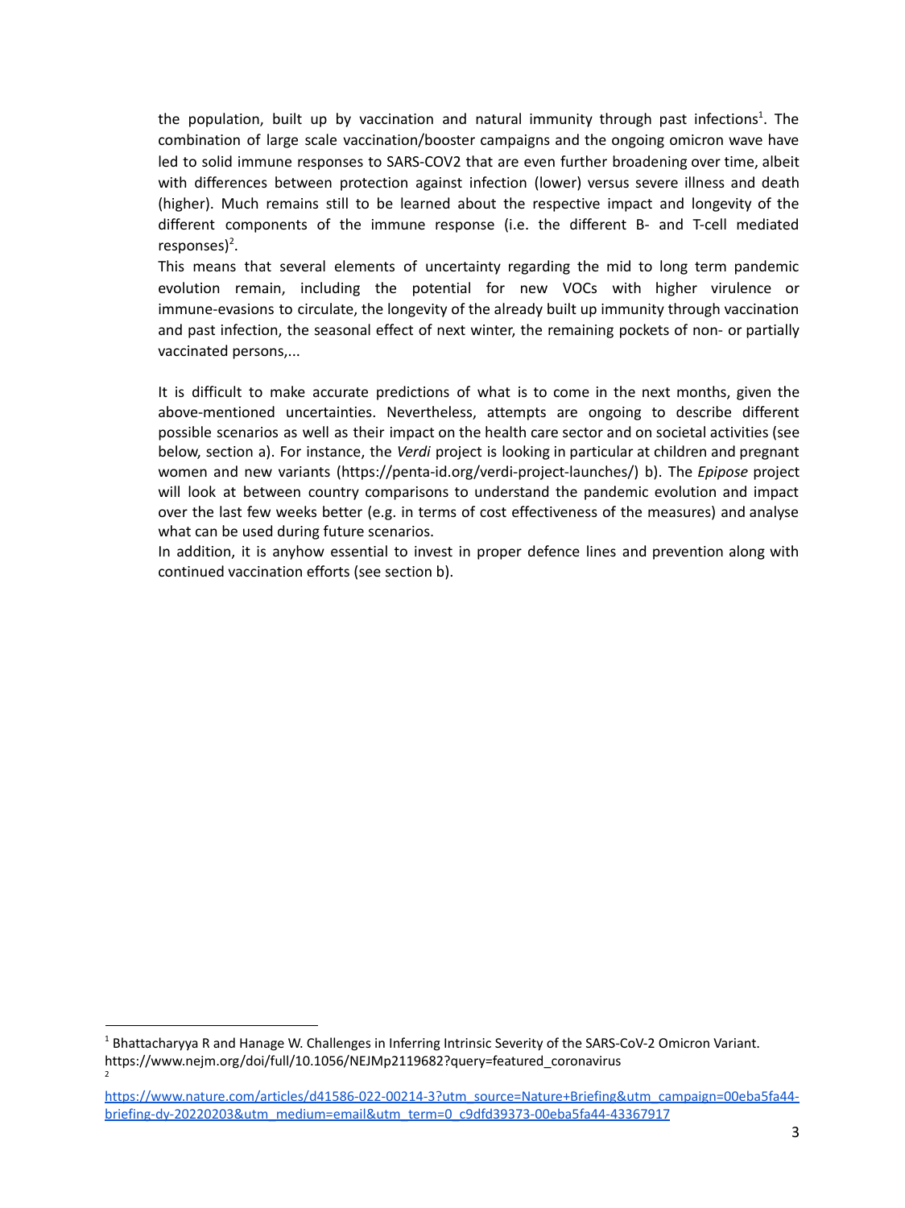the population, built up by vaccination and natural immunity through past infections[1]. The combination of large scale vaccination/booster campaigns and the ongoing omicron wave have led to solid immune responses to SARS-COV2 that are even further broadening over time, albeit with differences between protection against infection (lower) versus severe illness and death (higher). Much remains still to be learned about the respective impact and longevity of the different components of the immune response (i.e. the different B- and T-cell mediated responses)[2].

This means that several elements of uncertainty regarding the mid to long term pandemic evolution remain, including the potential for new VOCs with higher virulence or immune-evasions to circulate, the longevity of the already built up immunity through vaccination and past infection, the seasonal effect of next winter, the remaining pockets of non- or partially vaccinated persons,...

It is difficult to make accurate predictions of what is to come in the next months, given the above-mentioned uncertainties. Nevertheless, attempts are ongoing to describe different possible scenarios as well as their impact on the health care sector and on societal activities (see below, section a). For instance, the *Verdi* project is looking in particular at children and pregnant women and new variants (https://penta-id.org/verdi-project-launches/) b). The *Epipose* project will look at between country comparisons to understand the pandemic evolution and impact over the last few weeks better (e.g. in terms of cost effectiveness of the measures) and analyse what can be used during future scenarios.

In addition, it is anyhow essential to invest in proper defence lines and prevention along with continued vaccination efforts (see section b).

---

[1] Bhattacharyya R and Hanage W. Challenges in Inferring Intrinsic Severity of the SARS-CoV-2 Omicron Variant. https://www.nejm.org/doi/full/10.1056/NEJMp2119682?query=featured_coronavirus

[2] https://www.nature.com/articles/d41586-022-00214-3?utm_source=Nature+Briefing&utm_campaign=00eba5fa44-briefing-dy-20220203&utm_medium=email&utm_term=0_c9dfd39373-00eba5fa44-43367917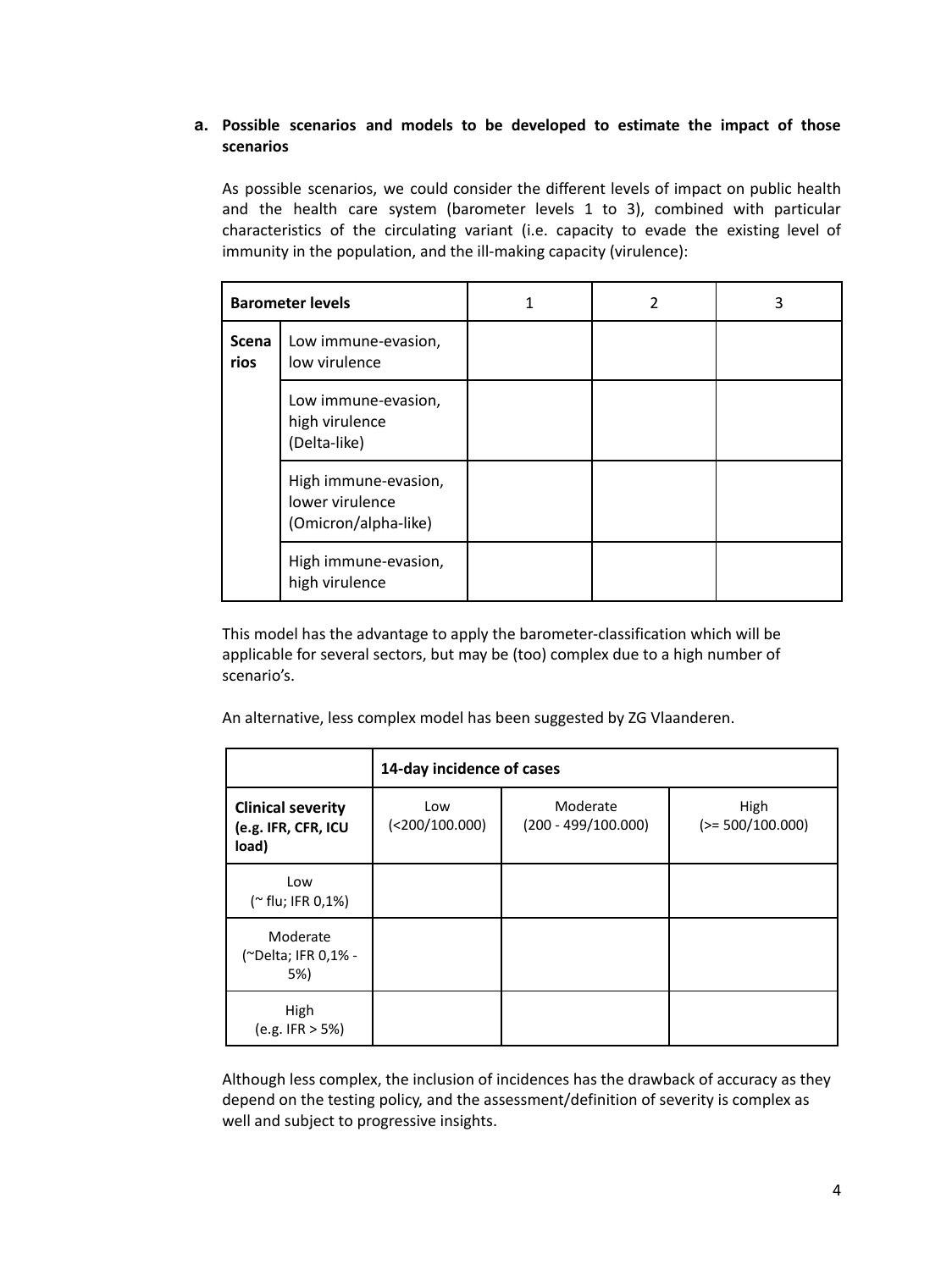**a. Possible scenarios and models to be developed to estimate the impact of those scenarios**

As possible scenarios, we could consider the different levels of impact on public health and the health care system (barometer levels 1 to 3), combined with particular characteristics of the circulating variant (i.e. capacity to evade the existing level of immunity in the population, and the ill-making capacity (virulence):

| **Barometer levels** | | 1 | 2 | 3 |
|---|---|---|---|---|
| **Scenarios** | Low immune-evasion, low virulence | | | |
| | Low immune-evasion, high virulence (Delta-like) | | | |
| | High immune-evasion, lower virulence (Omicron/alpha-like) | | | |
| | High immune-evasion, high virulence | | | |

This model has the advantage to apply the barometer-classification which will be applicable for several sectors, but may be (too) complex due to a high number of scenario's.

An alternative, less complex model has been suggested by ZG Vlaanderen.

| | **14-day incidence of cases** | | |
|---|---|---|---|
| **Clinical severity (e.g. IFR, CFR, ICU load)** | Low (<200/100.000) | Moderate (200 - 499/100.000) | High (>= 500/100.000) |
| Low (~ flu; IFR 0,1%) | | | |
| Moderate (~Delta; IFR 0,1% - 5%) | | | |
| High (e.g. IFR > 5%) | | | |

Although less complex, the inclusion of incidences has the drawback of accuracy as they depend on the testing policy, and the assessment/definition of severity is complex as well and subject to progressive insights.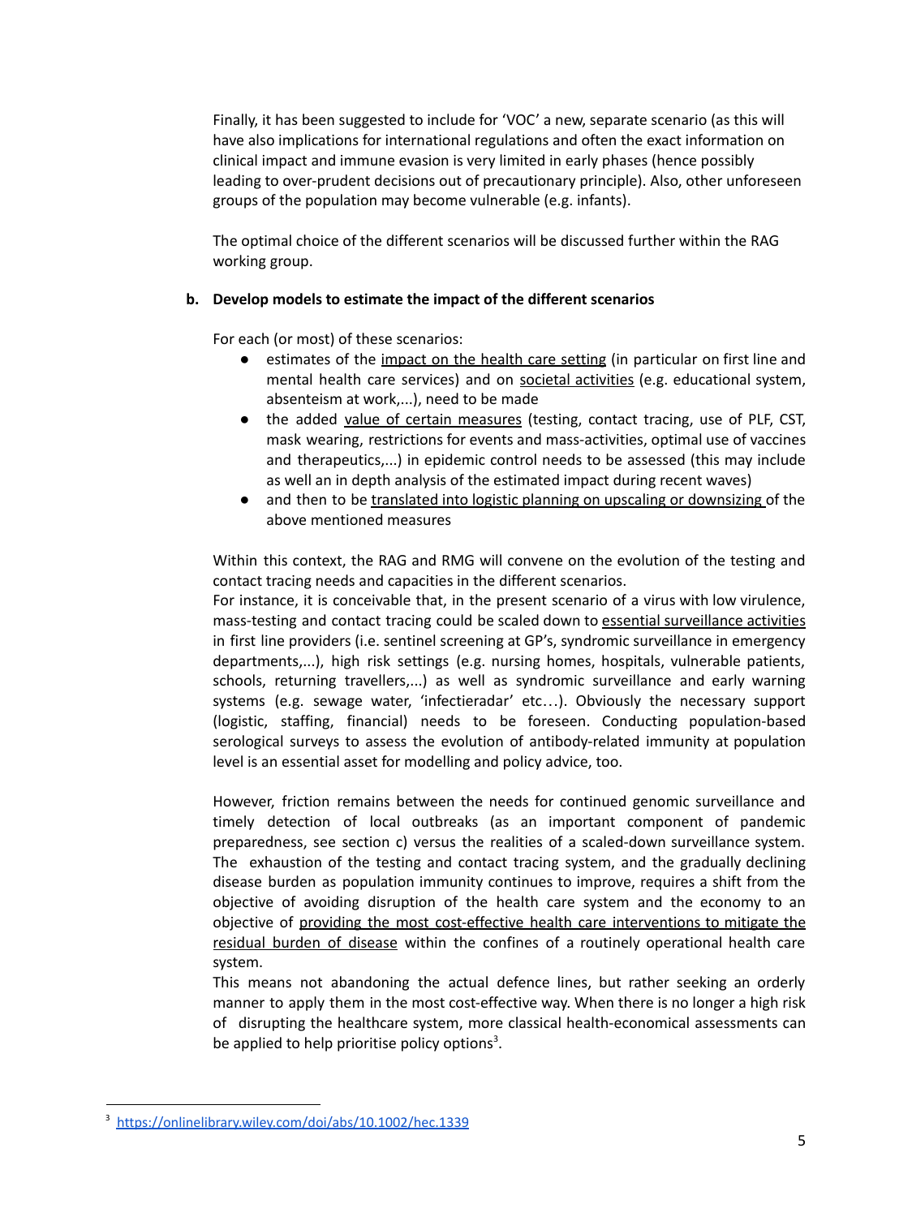Finally, it has been suggested to include for 'VOC' a new, separate scenario (as this will have also implications for international regulations and often the exact information on clinical impact and immune evasion is very limited in early phases (hence possibly leading to over-prudent decisions out of precautionary principle). Also, other unforeseen groups of the population may become vulnerable (e.g. infants).

The optimal choice of the different scenarios will be discussed further within the RAG working group.

**b. Develop models to estimate the impact of the different scenarios**

For each (or most) of these scenarios:

- estimates of the impact on the health care setting (in particular on first line and mental health care services) and on societal activities (e.g. educational system, absenteism at work,...), need to be made
- the added value of certain measures (testing, contact tracing, use of PLF, CST, mask wearing, restrictions for events and mass-activities, optimal use of vaccines and therapeutics,...) in epidemic control needs to be assessed (this may include as well an in depth analysis of the estimated impact during recent waves)
- and then to be translated into logistic planning on upscaling or downsizing of the above mentioned measures

Within this context, the RAG and RMG will convene on the evolution of the testing and contact tracing needs and capacities in the different scenarios.
For instance, it is conceivable that, in the present scenario of a virus with low virulence, mass-testing and contact tracing could be scaled down to essential surveillance activities in first line providers (i.e. sentinel screening at GP's, syndromic surveillance in emergency departments,...), high risk settings (e.g. nursing homes, hospitals, vulnerable patients, schools, returning travellers,...) as well as syndromic surveillance and early warning systems (e.g. sewage water, 'infectieradar' etc…). Obviously the necessary support (logistic, staffing, financial) needs to be foreseen. Conducting population-based serological surveys to assess the evolution of antibody-related immunity at population level is an essential asset for modelling and policy advice, too.

However, friction remains between the needs for continued genomic surveillance and timely detection of local outbreaks (as an important component of pandemic preparedness, see section c) versus the realities of a scaled-down surveillance system. The exhaustion of the testing and contact tracing system, and the gradually declining disease burden as population immunity continues to improve, requires a shift from the objective of avoiding disruption of the health care system and the economy to an objective of providing the most cost-effective health care interventions to mitigate the residual burden of disease within the confines of a routinely operational health care system.
This means not abandoning the actual defence lines, but rather seeking an orderly manner to apply them in the most cost-effective way. When there is no longer a high risk of disrupting the healthcare system, more classical health-economical assessments can be applied to help prioritise policy options[3].

[3] https://onlinelibrary.wiley.com/doi/abs/10.1002/hec.1339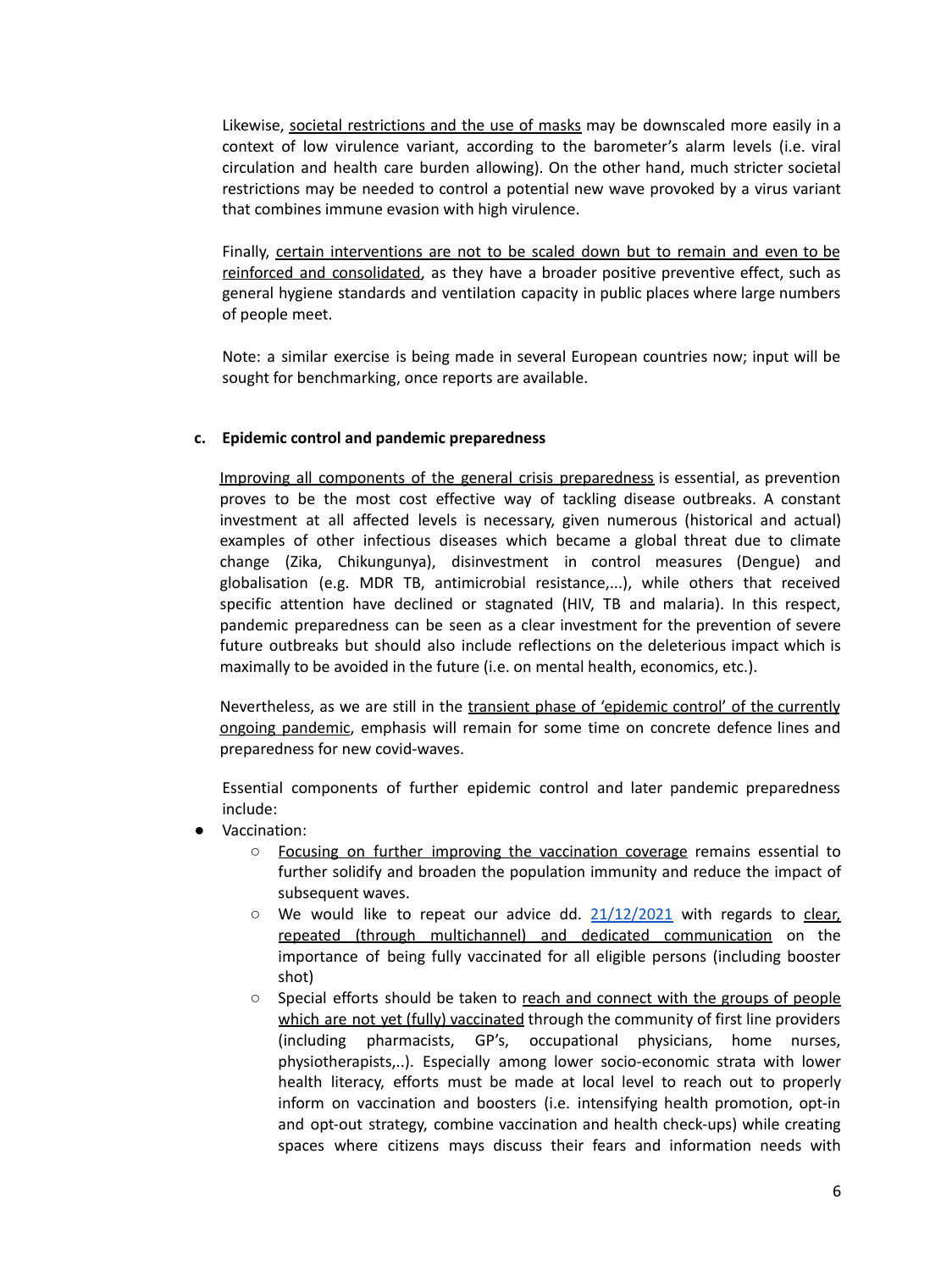Likewise, <u>societal restrictions and the use of masks</u> may be downscaled more easily in a context of low virulence variant, according to the barometer's alarm levels (i.e. viral circulation and health care burden allowing). On the other hand, much stricter societal restrictions may be needed to control a potential new wave provoked by a virus variant that combines immune evasion with high virulence.

Finally, <u>certain interventions are not to be scaled down but to remain and even to be reinforced and consolidated</u>, as they have a broader positive preventive effect, such as general hygiene standards and ventilation capacity in public places where large numbers of people meet.

Note: a similar exercise is being made in several European countries now; input will be sought for benchmarking, once reports are available.

### c. Epidemic control and pandemic preparedness

<u>Improving all components of the general crisis preparedness</u> is essential, as prevention proves to be the most cost effective way of tackling disease outbreaks. A constant investment at all affected levels is necessary, given numerous (historical and actual) examples of other infectious diseases which became a global threat due to climate change (Zika, Chikungunya), disinvestment in control measures (Dengue) and globalisation (e.g. MDR TB, antimicrobial resistance,...), while others that received specific attention have declined or stagnated (HIV, TB and malaria). In this respect, pandemic preparedness can be seen as a clear investment for the prevention of severe future outbreaks but should also include reflections on the deleterious impact which is maximally to be avoided in the future (i.e. on mental health, economics, etc.).

Nevertheless, as we are still in the <u>transient phase of 'epidemic control' of the currently ongoing pandemic</u>, emphasis will remain for some time on concrete defence lines and preparedness for new covid-waves.

Essential components of further epidemic control and later pandemic preparedness include:

- Vaccination:
  - <u>Focusing on further improving the vaccination coverage</u> remains essential to further solidify and broaden the population immunity and reduce the impact of subsequent waves.
  - We would like to repeat our advice dd. <u>21/12/2021</u> with regards to <u>clear, repeated (through multichannel) and dedicated communication</u> on the importance of being fully vaccinated for all eligible persons (including booster shot)
  - Special efforts should be taken to <u>reach and connect with the groups of people which are not yet (fully) vaccinated</u> through the community of first line providers (including pharmacists, GP's, occupational physicians, home nurses, physiotherapists,..). Especially among lower socio-economic strata with lower health literacy, efforts must be made at local level to reach out to properly inform on vaccination and boosters (i.e. intensifying health promotion, opt-in and opt-out strategy, combine vaccination and health check-ups) while creating spaces where citizens mays discuss their fears and information needs with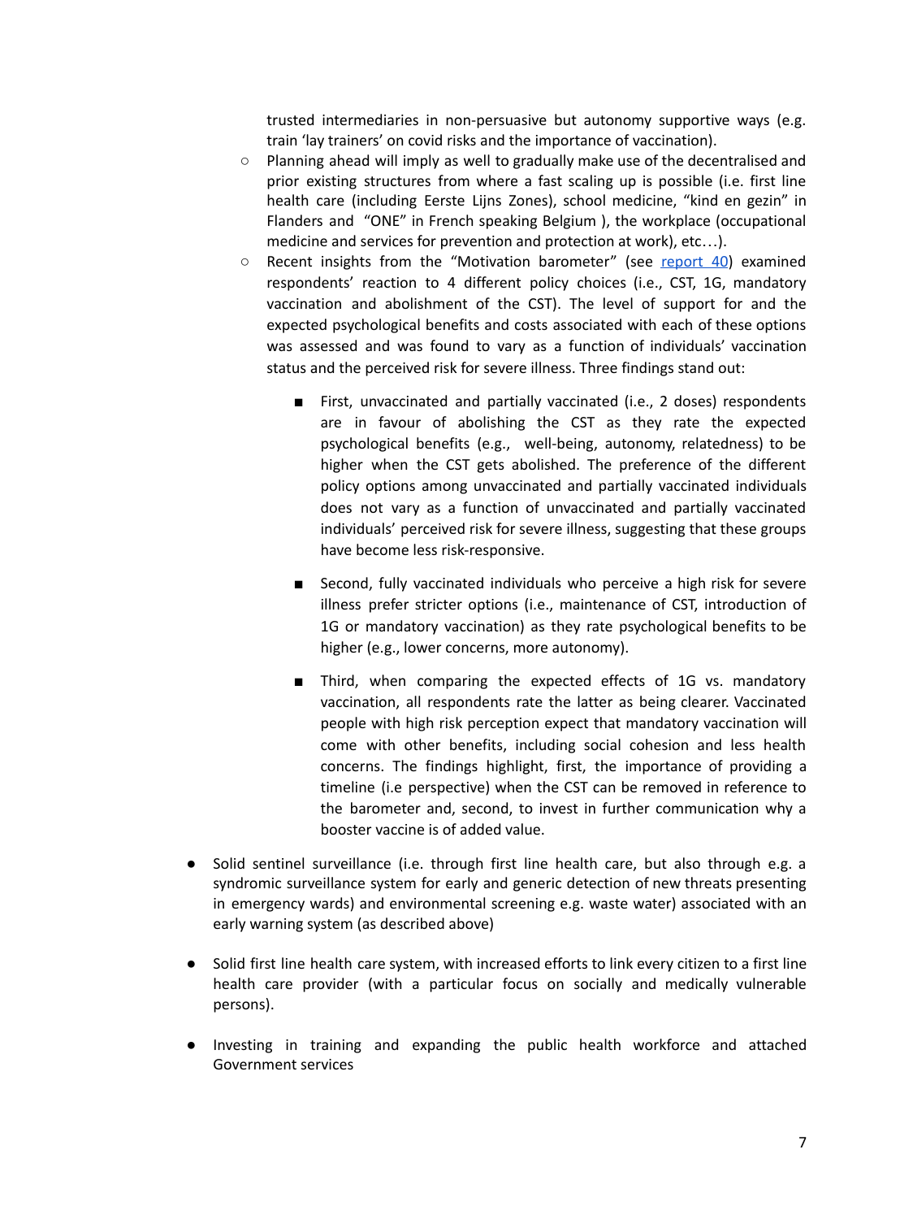trusted intermediaries in non-persuasive but autonomy supportive ways (e.g. train 'lay trainers' on covid risks and the importance of vaccination).

- Planning ahead will imply as well to gradually make use of the decentralised and prior existing structures from where a fast scaling up is possible (i.e. first line health care (including Eerste Lijns Zones), school medicine, "kind en gezin" in Flanders and "ONE" in French speaking Belgium ), the workplace (occupational medicine and services for prevention and protection at work), etc…).
- Recent insights from the "Motivation barometer" (see [report 40](report 40)) examined respondents' reaction to 4 different policy choices (i.e., CST, 1G, mandatory vaccination and abolishment of the CST). The level of support for and the expected psychological benefits and costs associated with each of these options was assessed and was found to vary as a function of individuals' vaccination status and the perceived risk for severe illness. Three findings stand out:

  - First, unvaccinated and partially vaccinated (i.e., 2 doses) respondents are in favour of abolishing the CST as they rate the expected psychological benefits (e.g., well-being, autonomy, relatedness) to be higher when the CST gets abolished. The preference of the different policy options among unvaccinated and partially vaccinated individuals does not vary as a function of unvaccinated and partially vaccinated individuals' perceived risk for severe illness, suggesting that these groups have become less risk-responsive.

  - Second, fully vaccinated individuals who perceive a high risk for severe illness prefer stricter options (i.e., maintenance of CST, introduction of 1G or mandatory vaccination) as they rate psychological benefits to be higher (e.g., lower concerns, more autonomy).

  - Third, when comparing the expected effects of 1G vs. mandatory vaccination, all respondents rate the latter as being clearer. Vaccinated people with high risk perception expect that mandatory vaccination will come with other benefits, including social cohesion and less health concerns. The findings highlight, first, the importance of providing a timeline (i.e perspective) when the CST can be removed in reference to the barometer and, second, to invest in further communication why a booster vaccine is of added value.

- Solid sentinel surveillance (i.e. through first line health care, but also through e.g. a syndromic surveillance system for early and generic detection of new threats presenting in emergency wards) and environmental screening e.g. waste water) associated with an early warning system (as described above)

- Solid first line health care system, with increased efforts to link every citizen to a first line health care provider (with a particular focus on socially and medically vulnerable persons).

- Investing in training and expanding the public health workforce and attached Government services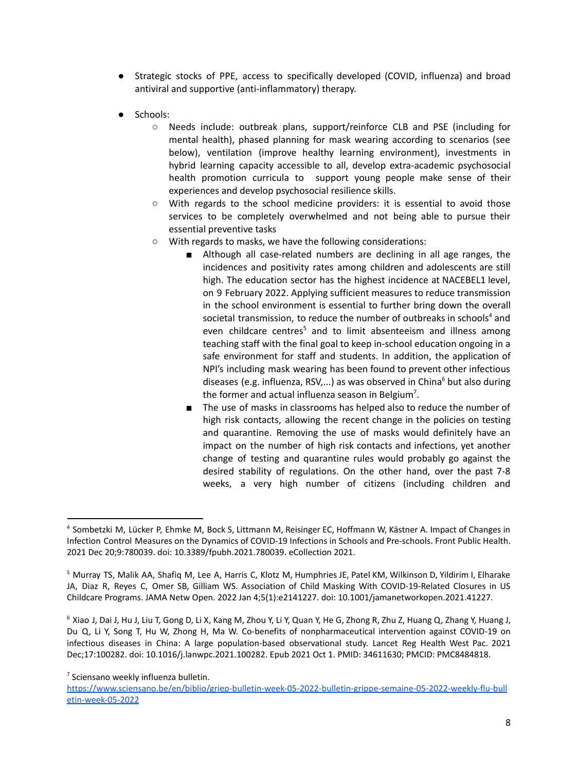- Strategic stocks of PPE, access to specifically developed (COVID, influenza) and broad antiviral and supportive (anti-inflammatory) therapy.
- Schools:
    - Needs include: outbreak plans, support/reinforce CLB and PSE (including for mental health), phased planning for mask wearing according to scenarios (see below), ventilation (improve healthy learning environment), investments in hybrid learning capacity accessible to all, develop extra-academic psychosocial health promotion curricula to support young people make sense of their experiences and develop psychosocial resilience skills.
    - With regards to the school medicine providers: it is essential to avoid those services to be completely overwhelmed and not being able to pursue their essential preventive tasks
    - With regards to masks, we have the following considerations:
        - Although all case-related numbers are declining in all age ranges, the incidences and positivity rates among children and adolescents are still high. The education sector has the highest incidence at NACEBEL1 level, on 9 February 2022. Applying sufficient measures to reduce transmission in the school environment is essential to further bring down the overall societal transmission, to reduce the number of outbreaks in schools[4] and even childcare centres[5] and to limit absenteeism and illness among teaching staff with the final goal to keep in-school education ongoing in a safe environment for staff and students. In addition, the application of NPI's including mask wearing has been found to prevent other infectious diseases (e.g. influenza, RSV,...) as was observed in China[6] but also during the former and actual influenza season in Belgium[7].
        - The use of masks in classrooms has helped also to reduce the number of high risk contacts, allowing the recent change in the policies on testing and quarantine. Removing the use of masks would definitely have an impact on the number of high risk contacts and infections, yet another change of testing and quarantine rules would probably go against the desired stability of regulations. On the other hand, over the past 7-8 weeks, a very high number of citizens (including children and

---

[4] Sombetzki M, Lücker P, Ehmke M, Bock S, Littmann M, Reisinger EC, Hoffmann W, Kästner A. Impact of Changes in Infection Control Measures on the Dynamics of COVID-19 Infections in Schools and Pre-schools. Front Public Health. 2021 Dec 20;9:780039. doi: 10.3389/fpubh.2021.780039. eCollection 2021.

[5] Murray TS, Malik AA, Shafiq M, Lee A, Harris C, Klotz M, Humphries JE, Patel KM, Wilkinson D, Yildirim I, Elharake JA, Diaz R, Reyes C, Omer SB, Gilliam WS. Association of Child Masking With COVID-19-Related Closures in US Childcare Programs. JAMA Netw Open. 2022 Jan 4;5(1):e2141227. doi: 10.1001/jamanetworkopen.2021.41227.

[6] Xiao J, Dai J, Hu J, Liu T, Gong D, Li X, Kang M, Zhou Y, Li Y, Quan Y, He G, Zhong R, Zhu Z, Huang Q, Zhang Y, Huang J, Du Q, Li Y, Song T, Hu W, Zhong H, Ma W. Co-benefits of nonpharmaceutical intervention against COVID-19 on infectious diseases in China: A large population-based observational study. Lancet Reg Health West Pac. 2021 Dec;17:100282. doi: 10.1016/j.lanwpc.2021.100282. Epub 2021 Oct 1. PMID: 34611630; PMCID: PMC8484818.

[7] Sciensano weekly influenza bulletin. https://www.sciensano.be/en/biblio/griep-bulletin-week-05-2022-bulletin-grippe-semaine-05-2022-weekly-flu-bulletin-week-05-2022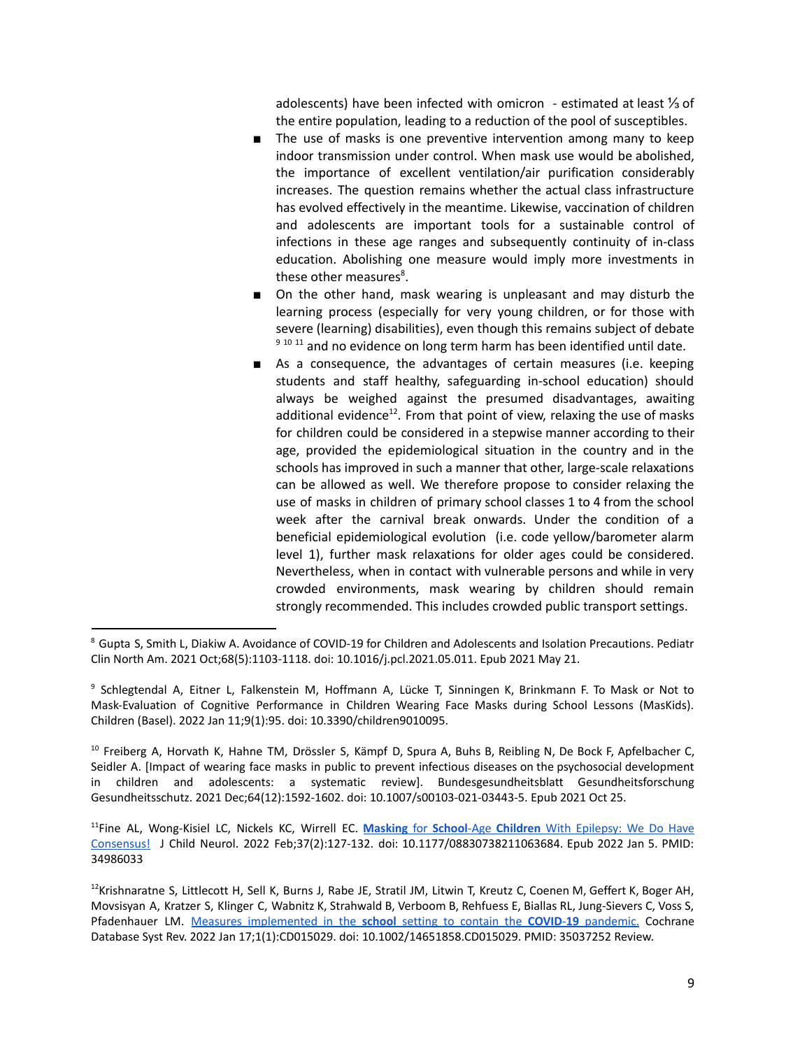adolescents) have been infected with omicron - estimated at least ⅓ of the entire population, leading to a reduction of the pool of susceptibles.

- The use of masks is one preventive intervention among many to keep indoor transmission under control. When mask use would be abolished, the importance of excellent ventilation/air purification considerably increases. The question remains whether the actual class infrastructure has evolved effectively in the meantime. Likewise, vaccination of children and adolescents are important tools for a sustainable control of infections in these age ranges and subsequently continuity of in-class education. Abolishing one measure would imply more investments in these other measures[8].
- On the other hand, mask wearing is unpleasant and may disturb the learning process (especially for very young children, or for those with severe (learning) disabilities), even though this remains subject of debate [9] [10] [11] and no evidence on long term harm has been identified until date.
- As a consequence, the advantages of certain measures (i.e. keeping students and staff healthy, safeguarding in-school education) should always be weighed against the presumed disadvantages, awaiting additional evidence[12]. From that point of view, relaxing the use of masks for children could be considered in a stepwise manner according to their age, provided the epidemiological situation in the country and in the schools has improved in such a manner that other, large-scale relaxations can be allowed as well. We therefore propose to consider relaxing the use of masks in children of primary school classes 1 to 4 from the school week after the carnival break onwards. Under the condition of a beneficial epidemiological evolution (i.e. code yellow/barometer alarm level 1), further mask relaxations for older ages could be considered. Nevertheless, when in contact with vulnerable persons and while in very crowded environments, mask wearing by children should remain strongly recommended. This includes crowded public transport settings.

---

[8] Gupta S, Smith L, Diakiw A. Avoidance of COVID-19 for Children and Adolescents and Isolation Precautions. Pediatr Clin North Am. 2021 Oct;68(5):1103-1118. doi: 10.1016/j.pcl.2021.05.011. Epub 2021 May 21.

[9] Schlegtendal A, Eitner L, Falkenstein M, Hoffmann A, Lücke T, Sinningen K, Brinkmann F. To Mask or Not to Mask-Evaluation of Cognitive Performance in Children Wearing Face Masks during School Lessons (MasKids). Children (Basel). 2022 Jan 11;9(1):95. doi: 10.3390/children9010095.

[10] Freiberg A, Horvath K, Hahne TM, Drössler S, Kämpf D, Spura A, Buhs B, Reibling N, De Bock F, Apfelbacher C, Seidler A. [Impact of wearing face masks in public to prevent infectious diseases on the psychosocial development in children and adolescents: a systematic review]. Bundesgesundheitsblatt Gesundheitsforschung Gesundheitsschutz. 2021 Dec;64(12):1592-1602. doi: 10.1007/s00103-021-03443-5. Epub 2021 Oct 25.

[11] Fine AL, Wong-Kisiel LC, Nickels KC, Wirrell EC. **Masking** for **School**-Age **Children** With Epilepsy: We Do Have Consensus! J Child Neurol. 2022 Feb;37(2):127-132. doi: 10.1177/08830738211063684. Epub 2022 Jan 5. PMID: 34986033

[12] Krishnaratne S, Littlecott H, Sell K, Burns J, Rabe JE, Stratil JM, Litwin T, Kreutz C, Coenen M, Geffert K, Boger AH, Movsisyan A, Kratzer S, Klinger C, Wabnitz K, Strahwald B, Verboom B, Rehfuess E, Biallas RL, Jung-Sievers C, Voss S, Pfadenhauer LM. Measures implemented in the **school** setting to contain the **COVID-19** pandemic. Cochrane Database Syst Rev. 2022 Jan 17;1(1):CD015029. doi: 10.1002/14651858.CD015029. PMID: 35037252 Review.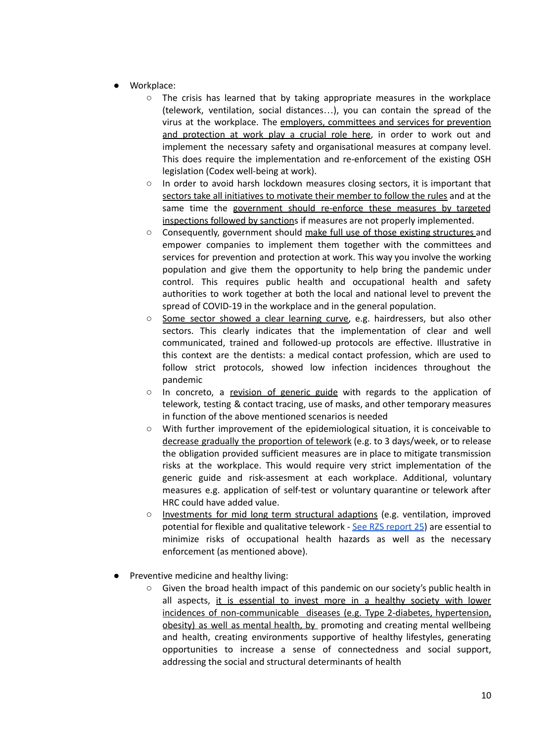- Workplace:
    - The crisis has learned that by taking appropriate measures in the workplace (telework, ventilation, social distances…), you can contain the spread of the virus at the workplace. The employers, committees and services for prevention and protection at work play a crucial role here, in order to work out and implement the necessary safety and organisational measures at company level. This does require the implementation and re-enforcement of the existing OSH legislation (Codex well-being at work).
    - In order to avoid harsh lockdown measures closing sectors, it is important that sectors take all initiatives to motivate their member to follow the rules and at the same time the government should re-enforce these measures by targeted inspections followed by sanctions if measures are not properly implemented.
    - Consequently, government should make full use of those existing structures and empower companies to implement them together with the committees and services for prevention and protection at work. This way you involve the working population and give them the opportunity to help bring the pandemic under control. This requires public health and occupational health and safety authorities to work together at both the local and national level to prevent the spread of COVID-19 in the workplace and in the general population.
    - Some sector showed a clear learning curve, e.g. hairdressers, but also other sectors. This clearly indicates that the implementation of clear and well communicated, trained and followed-up protocols are effective. Illustrative in this context are the dentists: a medical contact profession, which are used to follow strict protocols, showed low infection incidences throughout the pandemic
    - In concreto, a revision of generic guide with regards to the application of telework, testing & contact tracing, use of masks, and other temporary measures in function of the above mentioned scenarios is needed
    - With further improvement of the epidemiological situation, it is conceivable to decrease gradually the proportion of telework (e.g. to 3 days/week, or to release the obligation provided sufficient measures are in place to mitigate transmission risks at the workplace. This would require very strict implementation of the generic guide and risk-assesment at each workplace. Additional, voluntary measures e.g. application of self-test or voluntary quarantine or telework after HRC could have added value.
    - Investments for mid long term structural adaptions (e.g. ventilation, improved potential for flexible and qualitative telework - See RZS report 25) are essential to minimize risks of occupational health hazards as well as the necessary enforcement (as mentioned above).

- Preventive medicine and healthy living:
    - Given the broad health impact of this pandemic on our society's public health in all aspects, it is essential to invest more in a healthy society with lower incidences of non-communicable diseases (e.g. Type 2-diabetes, hypertension, obesity) as well as mental health, by promoting and creating mental wellbeing and health, creating environments supportive of healthy lifestyles, generating opportunities to increase a sense of connectedness and social support, addressing the social and structural determinants of health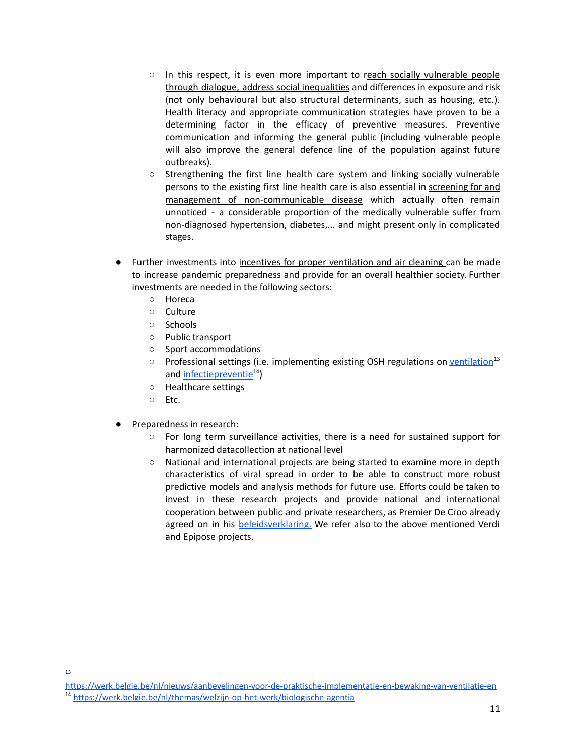- In this respect, it is even more important to reach socially vulnerable people through dialogue, address social inequalities and differences in exposure and risk (not only behavioural but also structural determinants, such as housing, etc.). Health literacy and appropriate communication strategies have proven to be a determining factor in the efficacy of preventive measures. Preventive communication and informing the general public (including vulnerable people will also improve the general defence line of the population against future outbreaks).
  - Strengthening the first line health care system and linking socially vulnerable persons to the existing first line health care is also essential in screening for and management of non-communicable disease which actually often remain unnoticed - a considerable proportion of the medically vulnerable suffer from non-diagnosed hypertension, diabetes,... and might present only in complicated stages.

- Further investments into incentives for proper ventilation and air cleaning can be made to increase pandemic preparedness and provide for an overall healthier society. Further investments are needed in the following sectors:
  - Horeca
  - Culture
  - Schools
  - Public transport
  - Sport accommodations
  - Professional settings (i.e. implementing existing OSH regulations on ventilation[13] and infectiepreventie[14])
  - Healthcare settings
  - Etc.

- Preparedness in research:
  - For long term surveillance activities, there is a need for sustained support for harmonized datacollection at national level
  - National and international projects are being started to examine more in depth characteristics of viral spread in order to be able to construct more robust predictive models and analysis methods for future use. Efforts could be taken to invest in these research projects and provide national and international cooperation between public and private researchers, as Premier De Croo already agreed on in his beleidsverklaring. We refer also to the above mentioned Verdi and Epipose projects.

---

[13] https://werk.belgie.be/nl/nieuws/aanbevelingen-voor-de-praktische-implementatie-en-bewaking-van-ventilatie-en

[14] https://werk.belgie.be/nl/themas/welzijn-op-het-werk/biologische-agentia